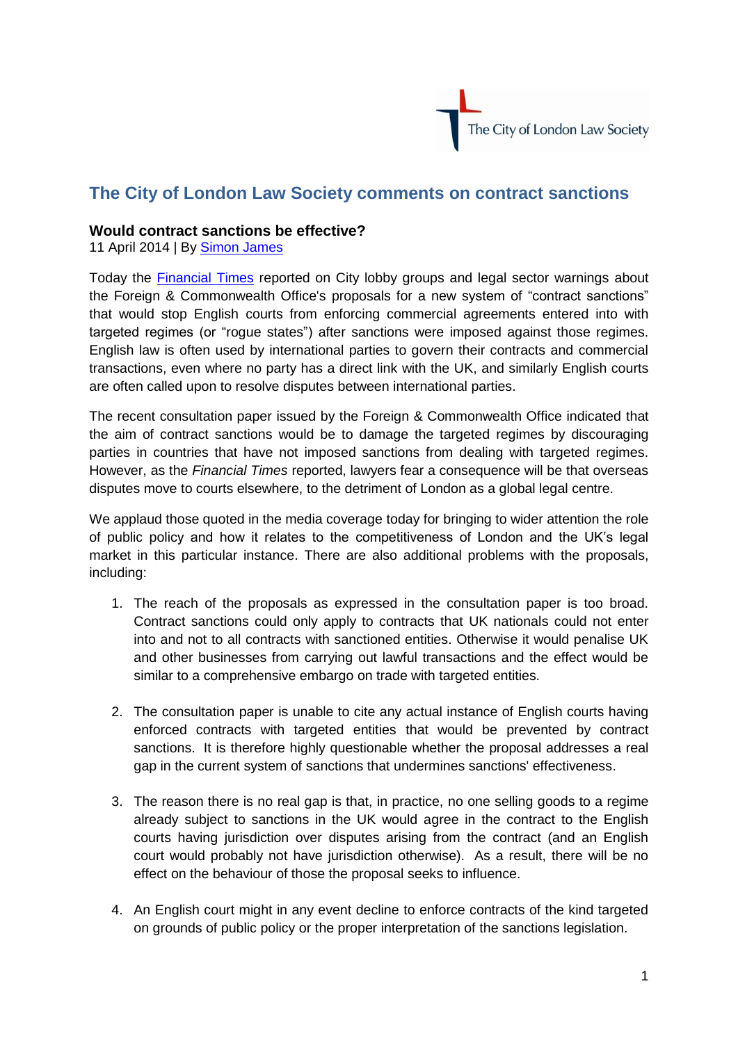The City of London Law Society

# The City of London Law Society comments on contract sanctions

## Would contract sanctions be effective?

11 April 2014 | By Simon James

Today the Financial Times reported on City lobby groups and legal sector warnings about the Foreign & Commonwealth Office's proposals for a new system of “contract sanctions” that would stop English courts from enforcing commercial agreements entered into with targeted regimes (or “rogue states”) after sanctions were imposed against those regimes. English law is often used by international parties to govern their contracts and commercial transactions, even where no party has a direct link with the UK, and similarly English courts are often called upon to resolve disputes between international parties.

The recent consultation paper issued by the Foreign & Commonwealth Office indicated that the aim of contract sanctions would be to damage the targeted regimes by discouraging parties in countries that have not imposed sanctions from dealing with targeted regimes. However, as the *Financial Times* reported, lawyers fear a consequence will be that overseas disputes move to courts elsewhere, to the detriment of London as a global legal centre.

We applaud those quoted in the media coverage today for bringing to wider attention the role of public policy and how it relates to the competitiveness of London and the UK’s legal market in this particular instance. There are also additional problems with the proposals, including:

1. The reach of the proposals as expressed in the consultation paper is too broad. Contract sanctions could only apply to contracts that UK nationals could not enter into and not to all contracts with sanctioned entities. Otherwise it would penalise UK and other businesses from carrying out lawful transactions and the effect would be similar to a comprehensive embargo on trade with targeted entities.

2. The consultation paper is unable to cite any actual instance of English courts having enforced contracts with targeted entities that would be prevented by contract sanctions. It is therefore highly questionable whether the proposal addresses a real gap in the current system of sanctions that undermines sanctions' effectiveness.

3. The reason there is no real gap is that, in practice, no one selling goods to a regime already subject to sanctions in the UK would agree in the contract to the English courts having jurisdiction over disputes arising from the contract (and an English court would probably not have jurisdiction otherwise). As a result, there will be no effect on the behaviour of those the proposal seeks to influence.

4. An English court might in any event decline to enforce contracts of the kind targeted on grounds of public policy or the proper interpretation of the sanctions legislation.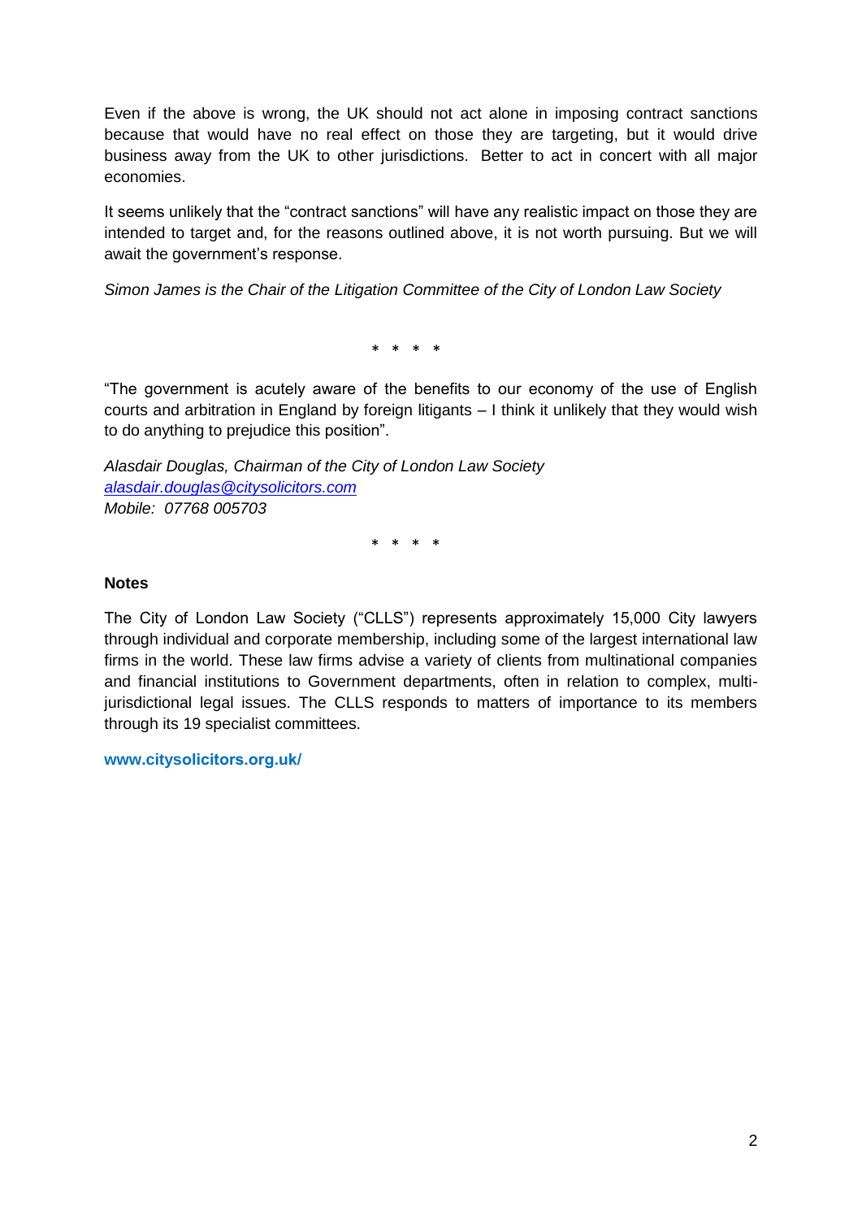Even if the above is wrong, the UK should not act alone in imposing contract sanctions because that would have no real effect on those they are targeting, but it would drive business away from the UK to other jurisdictions. Better to act in concert with all major economies.

It seems unlikely that the "contract sanctions" will have any realistic impact on those they are intended to target and, for the reasons outlined above, it is not worth pursuing. But we will await the government's response.

*Simon James is the Chair of the Litigation Committee of the City of London Law Society*

\* \* \* \*

"The government is acutely aware of the benefits to our economy of the use of English courts and arbitration in England by foreign litigants – I think it unlikely that they would wish to do anything to prejudice this position".

*Alasdair Douglas, Chairman of the City of London Law Society*
*alasdair.douglas@citysolicitors.com*
*Mobile: 07768 005703*

\* \* \* \*

**Notes**

The City of London Law Society ("CLLS") represents approximately 15,000 City lawyers through individual and corporate membership, including some of the largest international law firms in the world. These law firms advise a variety of clients from multinational companies and financial institutions to Government departments, often in relation to complex, multi-jurisdictional legal issues. The CLLS responds to matters of importance to its members through its 19 specialist committees.

**www.citysolicitors.org.uk/**